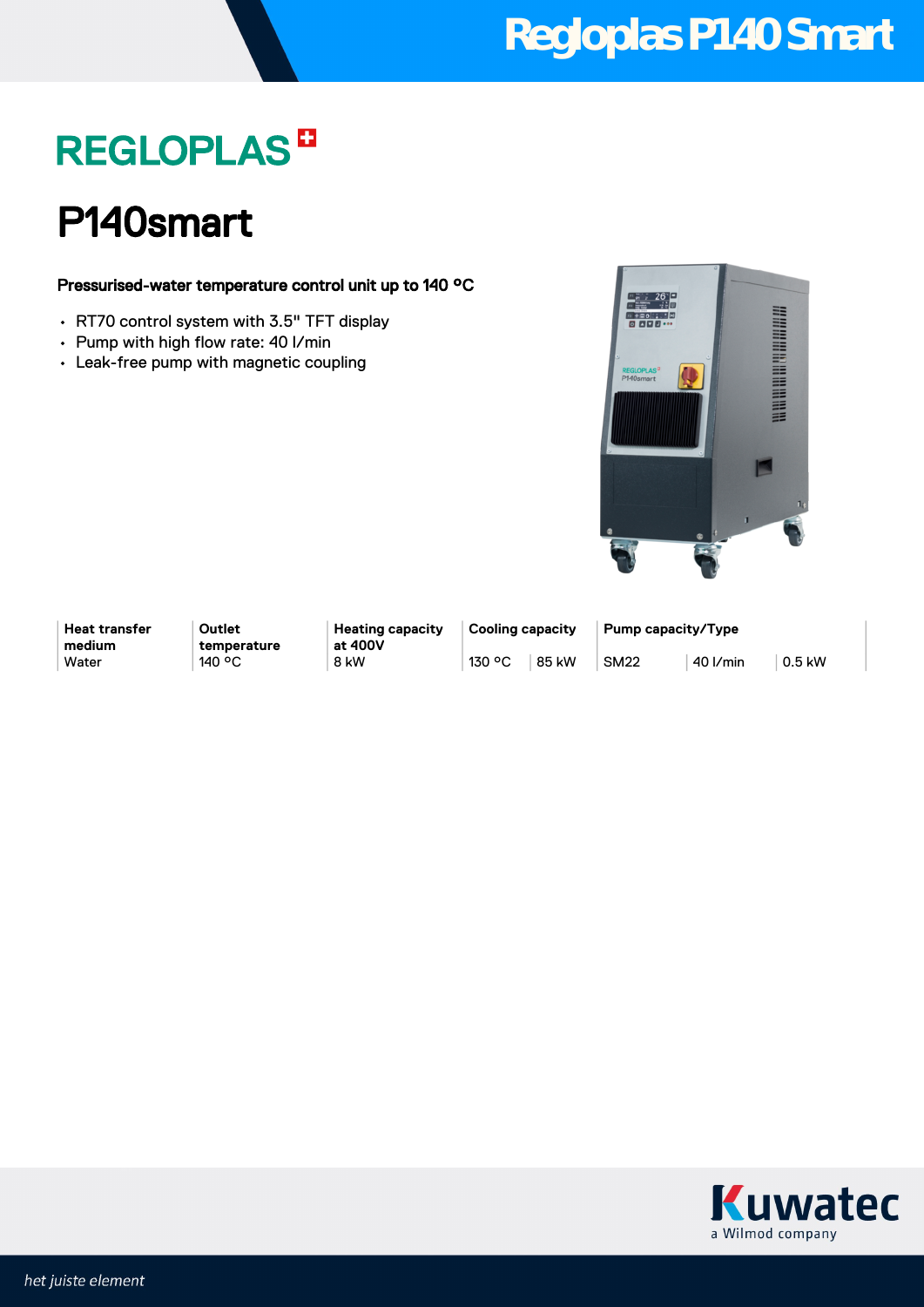# Regloplas P140 Smart

REGLOPLAS

## P140smart

**Pressurised-water temperature control unit up to 140 °C**

- RT70 control system with 3.5" TFT display
- Pump with high flow rate: 40 l/min
- Leak-free pump with magnetic coupling

| Heat transfer medium | Outlet temperature | Heating capacity at 400V | Cooling capacity | | Pump capacity/Type | | |
|---|---|---|---|---|---|---|---|
| Water | 140 °C | 8 kW | 130 °C | 85 kW | SM22 | 40 l/min | 0.5 kW |

Kuwatec
a Wilmod company

*het juiste element*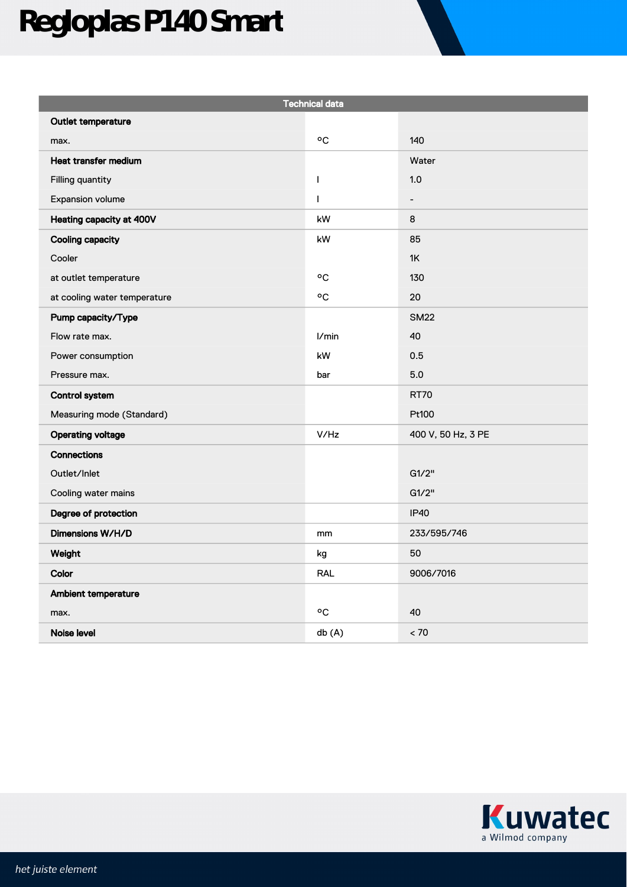# Regloplas P140 Smart

| Technical data | | |
|---|---|---|
| **Outlet temperature** | | |
| max. | °C | 140 |
| **Heat transfer medium** | | Water |
| Filling quantity | l | 1.0 |
| Expansion volume | l | - |
| **Heating capacity at 400V** | kW | 8 |
| **Cooling capacity** | kW | 85 |
| Cooler | | 1K |
| at outlet temperature | °C | 130 |
| at cooling water temperature | °C | 20 |
| **Pump capacity/Type** | | SM22 |
| Flow rate max. | l/min | 40 |
| Power consumption | kW | 0.5 |
| Pressure max. | bar | 5.0 |
| **Control system** | | RT70 |
| Measuring mode (Standard) | | Pt100 |
| **Operating voltage** | V/Hz | 400 V, 50 Hz, 3 PE |
| **Connections** | | |
| Outlet/Inlet | | G1/2" |
| Cooling water mains | | G1/2" |
| **Degree of protection** | | IP40 |
| **Dimensions W/H/D** | mm | 233/595/746 |
| **Weight** | kg | 50 |
| **Color** | RAL | 9006/7016 |
| **Ambient temperature** | | |
| max. | °C | 40 |
| **Noise level** | db (A) | < 70 |

Kuwatec
a Wilmod company

*het juiste element*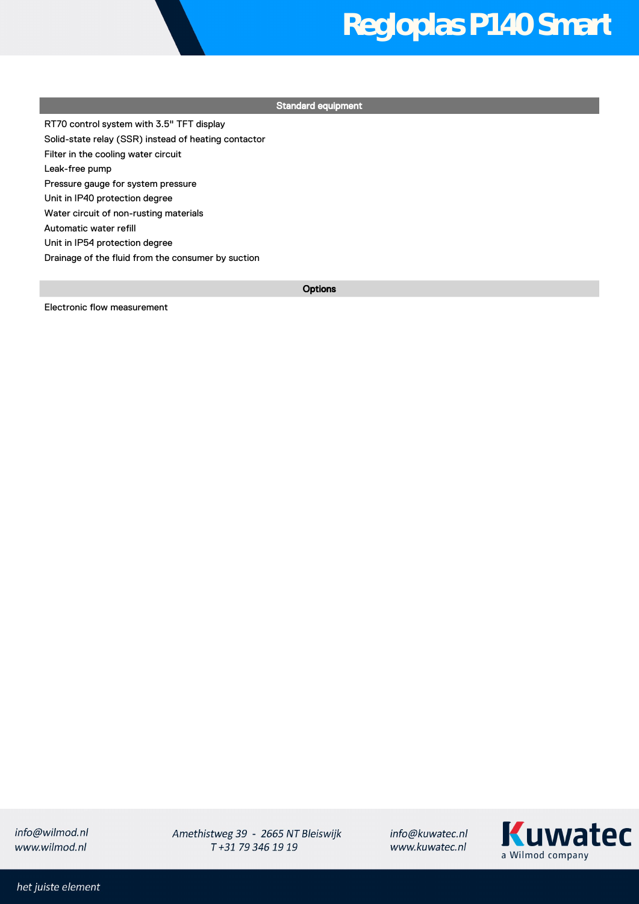# Regloplas P140 Smart

## Standard equipment

RT70 control system with 3.5" TFT display
Solid-state relay (SSR) instead of heating contactor
Filter in the cooling water circuit
Leak-free pump
Pressure gauge for system pressure
Unit in IP40 protection degree
Water circuit of non-rusting materials
Automatic water refill
Unit in IP54 protection degree
Drainage of the fluid from the consumer by suction

## Options

Electronic flow measurement